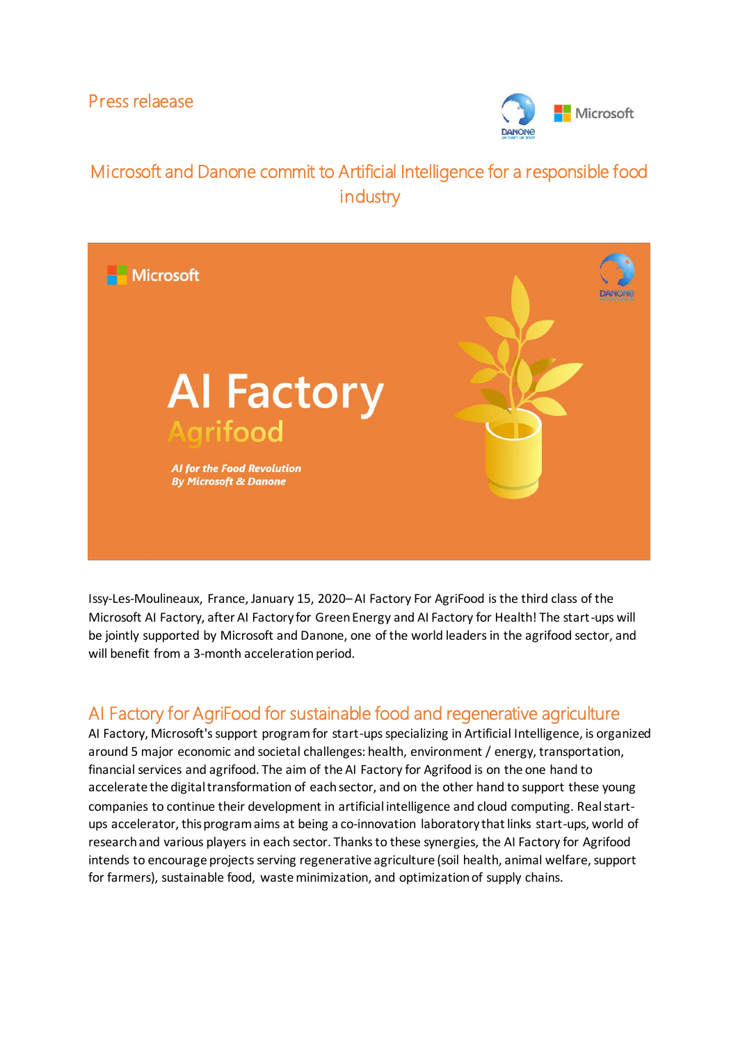Press relaease

# Microsoft and Danone commit to Artificial Intelligence for a responsible food industry

Issy-Les-Moulineaux, France, January 15, 2020– AI Factory For AgriFood is the third class of the Microsoft AI Factory, after AI Factory for Green Energy and AI Factory for Health! The start-ups will be jointly supported by Microsoft and Danone, one of the world leaders in the agrifood sector, and will benefit from a 3-month acceleration period.

## AI Factory for AgriFood for sustainable food and regenerative agriculture

AI Factory, Microsoft's support program for start-ups specializing in Artificial Intelligence, is organized around 5 major economic and societal challenges: health, environment / energy, transportation, financial services and agrifood. The aim of the AI Factory for Agrifood is on the one hand to accelerate the digital transformation of each sector, and on the other hand to support these young companies to continue their development in artificial intelligence and cloud computing. Real start-ups accelerator, this program aims at being a co-innovation laboratory that links start-ups, world of research and various players in each sector. Thanks to these synergies, the AI Factory for Agrifood intends to encourage projects serving regenerative agriculture (soil health, animal welfare, support for farmers), sustainable food, waste minimization, and optimization of supply chains.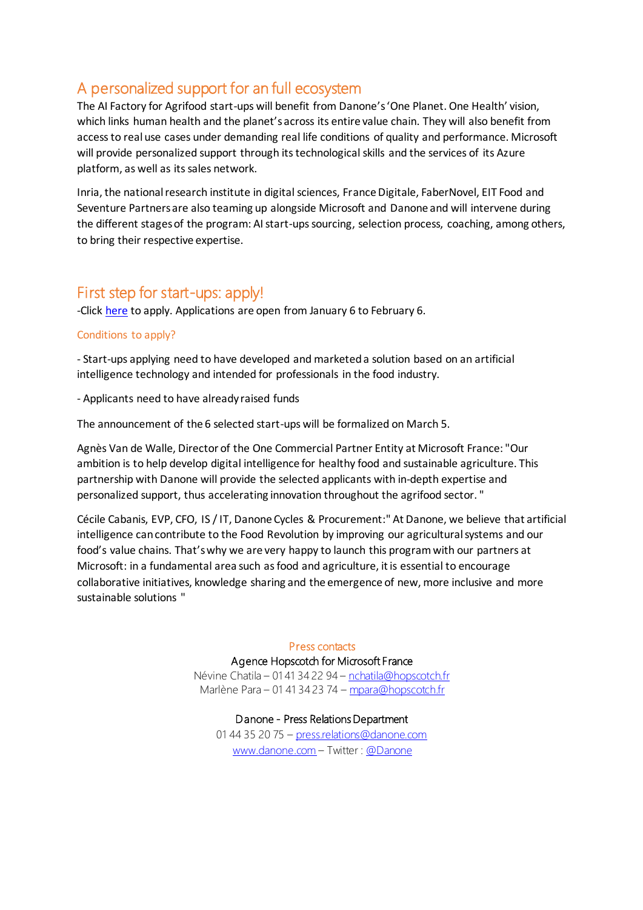## A personalized support for an full ecosystem

The AI Factory for Agrifood start-ups will benefit from Danone's 'One Planet. One Health' vision, which links human health and the planet's across its entire value chain. They will also benefit from access to real use cases under demanding real life conditions of quality and performance. Microsoft will provide personalized support through its technological skills and the services of its Azure platform, as well as its sales network.

Inria, the national research institute in digital sciences, France Digitale, FaberNovel, EIT Food and Seventure Partners are also teaming up alongside Microsoft and Danone and will intervene during the different stages of the program: AI start-ups sourcing, selection process, coaching, among others, to bring their respective expertise.

## First step for start-ups: apply!

-Click here to apply. Applications are open from January 6 to February 6.

### Conditions to apply?

- Start-ups applying need to have developed and marketed a solution based on an artificial intelligence technology and intended for professionals in the food industry.

- Applicants need to have already raised funds

The announcement of the 6 selected start-ups will be formalized on March 5.

Agnès Van de Walle, Director of the One Commercial Partner Entity at Microsoft France: "Our ambition is to help develop digital intelligence for healthy food and sustainable agriculture. This partnership with Danone will provide the selected applicants with in-depth expertise and personalized support, thus accelerating innovation throughout the agrifood sector. "

Cécile Cabanis, EVP, CFO, IS / IT, Danone Cycles & Procurement:" At Danone, we believe that artificial intelligence can contribute to the Food Revolution by improving our agricultural systems and our food's value chains. That's why we are very happy to launch this program with our partners at Microsoft: in a fundamental area such as food and agriculture, it is essential to encourage collaborative initiatives, knowledge sharing and the emergence of new, more inclusive and more sustainable solutions "

**Press contacts**

Agence Hopscotch for Microsoft France

Névine Chatila – 01 41 34 22 94 – nchatila@hopscotch.fr

Marlène Para – 01 41 34 23 74 – mpara@hopscotch.fr

Danone - Press Relations Department

01 44 35 20 75 – press.relations@danone.com

www.danone.com – Twitter : @Danone